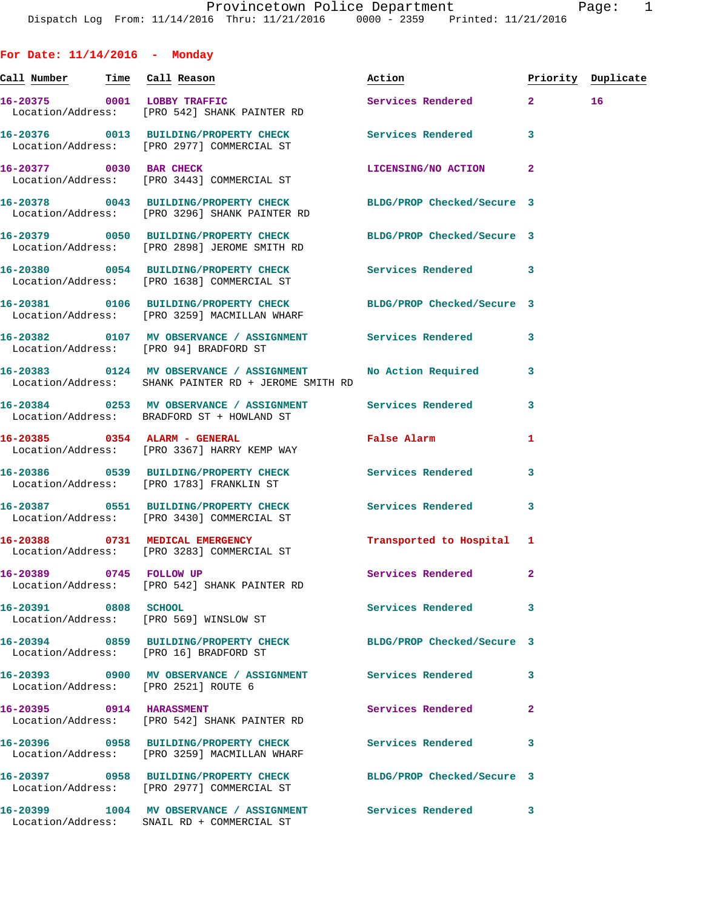Provincetown Police Department
Dispatch Log From: 11/14/2016 Thru: 11/21/2016 0000 - 2359 Printed: 11/21/2016

## For Date: 11/14/2016 - Monday

| Call Number | Time | Call Reason | Action | Priority | Duplicate |
|---|---|---|---|---|---|
| 16-20375 | 0001 | LOBBY TRAFFIC | Services Rendered | 2 | 16 |
| Location/Address: | | [PRO 542] SHANK PAINTER RD | | | |
| 16-20376 | 0013 | BUILDING/PROPERTY CHECK | Services Rendered | 3 | |
| Location/Address: | | [PRO 2977] COMMERCIAL ST | | | |
| 16-20377 | 0030 | BAR CHECK | LICENSING/NO ACTION | 2 | |
| Location/Address: | | [PRO 3443] COMMERCIAL ST | | | |
| 16-20378 | 0043 | BUILDING/PROPERTY CHECK | BLDG/PROP Checked/Secure | 3 | |
| Location/Address: | | [PRO 3296] SHANK PAINTER RD | | | |
| 16-20379 | 0050 | BUILDING/PROPERTY CHECK | BLDG/PROP Checked/Secure | 3 | |
| Location/Address: | | [PRO 2898] JEROME SMITH RD | | | |
| 16-20380 | 0054 | BUILDING/PROPERTY CHECK | Services Rendered | 3 | |
| Location/Address: | | [PRO 1638] COMMERCIAL ST | | | |
| 16-20381 | 0106 | BUILDING/PROPERTY CHECK | BLDG/PROP Checked/Secure | 3 | |
| Location/Address: | | [PRO 3259] MACMILLAN WHARF | | | |
| 16-20382 | 0107 | MV OBSERVANCE / ASSIGNMENT | Services Rendered | 3 | |
| Location/Address: | | [PRO 94] BRADFORD ST | | | |
| 16-20383 | 0124 | MV OBSERVANCE / ASSIGNMENT | No Action Required | 3 | |
| Location/Address: | | SHANK PAINTER RD + JEROME SMITH RD | | | |
| 16-20384 | 0253 | MV OBSERVANCE / ASSIGNMENT | Services Rendered | 3 | |
| Location/Address: | | BRADFORD ST + HOWLAND ST | | | |
| 16-20385 | 0354 | ALARM - GENERAL | False Alarm | 1 | |
| Location/Address: | | [PRO 3367] HARRY KEMP WAY | | | |
| 16-20386 | 0539 | BUILDING/PROPERTY CHECK | Services Rendered | 3 | |
| Location/Address: | | [PRO 1783] FRANKLIN ST | | | |
| 16-20387 | 0551 | BUILDING/PROPERTY CHECK | Services Rendered | 3 | |
| Location/Address: | | [PRO 3430] COMMERCIAL ST | | | |
| 16-20388 | 0731 | MEDICAL EMERGENCY | Transported to Hospital | 1 | |
| Location/Address: | | [PRO 3283] COMMERCIAL ST | | | |
| 16-20389 | 0745 | FOLLOW UP | Services Rendered | 2 | |
| Location/Address: | | [PRO 542] SHANK PAINTER RD | | | |
| 16-20391 | 0808 | SCHOOL | Services Rendered | 3 | |
| Location/Address: | | [PRO 569] WINSLOW ST | | | |
| 16-20394 | 0859 | BUILDING/PROPERTY CHECK | BLDG/PROP Checked/Secure | 3 | |
| Location/Address: | | [PRO 16] BRADFORD ST | | | |
| 16-20393 | 0900 | MV OBSERVANCE / ASSIGNMENT | Services Rendered | 3 | |
| Location/Address: | | [PRO 2521] ROUTE 6 | | | |
| 16-20395 | 0914 | HARASSMENT | Services Rendered | 2 | |
| Location/Address: | | [PRO 542] SHANK PAINTER RD | | | |
| 16-20396 | 0958 | BUILDING/PROPERTY CHECK | Services Rendered | 3 | |
| Location/Address: | | [PRO 3259] MACMILLAN WHARF | | | |
| 16-20397 | 0958 | BUILDING/PROPERTY CHECK | BLDG/PROP Checked/Secure | 3 | |
| Location/Address: | | [PRO 2977] COMMERCIAL ST | | | |
| 16-20399 | 1004 | MV OBSERVANCE / ASSIGNMENT | Services Rendered | 3 | |
| Location/Address: | | SNAIL RD + COMMERCIAL ST | | | |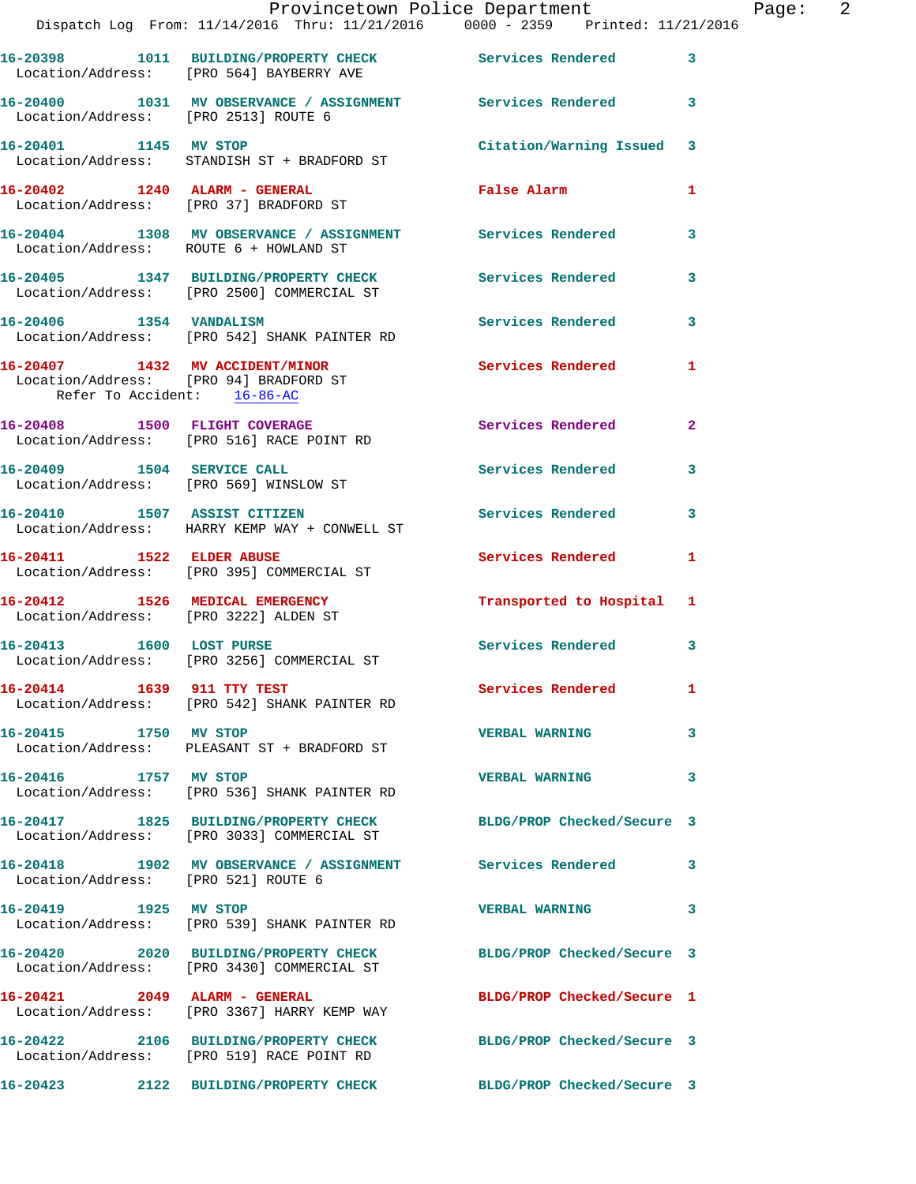16-20398 1011 BUILDING/PROPERTY CHECK Services Rendered 3
Location/Address: [PRO 564] BAYBERRY AVE

16-20400 1031 MV OBSERVANCE / ASSIGNMENT Services Rendered 3
Location/Address: [PRO 2513] ROUTE 6

16-20401 1145 MV STOP Citation/Warning Issued 3
Location/Address: STANDISH ST + BRADFORD ST

16-20402 1240 ALARM - GENERAL False Alarm 1
Location/Address: [PRO 37] BRADFORD ST

16-20404 1308 MV OBSERVANCE / ASSIGNMENT Services Rendered 3
Location/Address: ROUTE 6 + HOWLAND ST

16-20405 1347 BUILDING/PROPERTY CHECK Services Rendered 3
Location/Address: [PRO 2500] COMMERCIAL ST

16-20406 1354 VANDALISM Services Rendered 3
Location/Address: [PRO 542] SHANK PAINTER RD

16-20407 1432 MV ACCIDENT/MINOR Services Rendered 1
Location/Address: [PRO 94] BRADFORD ST
Refer To Accident: 16-86-AC

16-20408 1500 FLIGHT COVERAGE Services Rendered 2
Location/Address: [PRO 516] RACE POINT RD

16-20409 1504 SERVICE CALL Services Rendered 3
Location/Address: [PRO 569] WINSLOW ST

16-20410 1507 ASSIST CITIZEN Services Rendered 3
Location/Address: HARRY KEMP WAY + CONWELL ST

16-20411 1522 ELDER ABUSE Services Rendered 1
Location/Address: [PRO 395] COMMERCIAL ST

16-20412 1526 MEDICAL EMERGENCY Transported to Hospital 1
Location/Address: [PRO 3222] ALDEN ST

16-20413 1600 LOST PURSE Services Rendered 3
Location/Address: [PRO 3256] COMMERCIAL ST

16-20414 1639 911 TTY TEST Services Rendered 1
Location/Address: [PRO 542] SHANK PAINTER RD

16-20415 1750 MV STOP VERBAL WARNING 3
Location/Address: PLEASANT ST + BRADFORD ST

16-20416 1757 MV STOP VERBAL WARNING 3
Location/Address: [PRO 536] SHANK PAINTER RD

16-20417 1825 BUILDING/PROPERTY CHECK BLDG/PROP Checked/Secure 3
Location/Address: [PRO 3033] COMMERCIAL ST

16-20418 1902 MV OBSERVANCE / ASSIGNMENT Services Rendered 3
Location/Address: [PRO 521] ROUTE 6

16-20419 1925 MV STOP VERBAL WARNING 3
Location/Address: [PRO 539] SHANK PAINTER RD

16-20420 2020 BUILDING/PROPERTY CHECK BLDG/PROP Checked/Secure 3
Location/Address: [PRO 3430] COMMERCIAL ST

16-20421 2049 ALARM - GENERAL BLDG/PROP Checked/Secure 1
Location/Address: [PRO 3367] HARRY KEMP WAY

16-20422 2106 BUILDING/PROPERTY CHECK BLDG/PROP Checked/Secure 3
Location/Address: [PRO 519] RACE POINT RD

16-20423 2122 BUILDING/PROPERTY CHECK BLDG/PROP Checked/Secure 3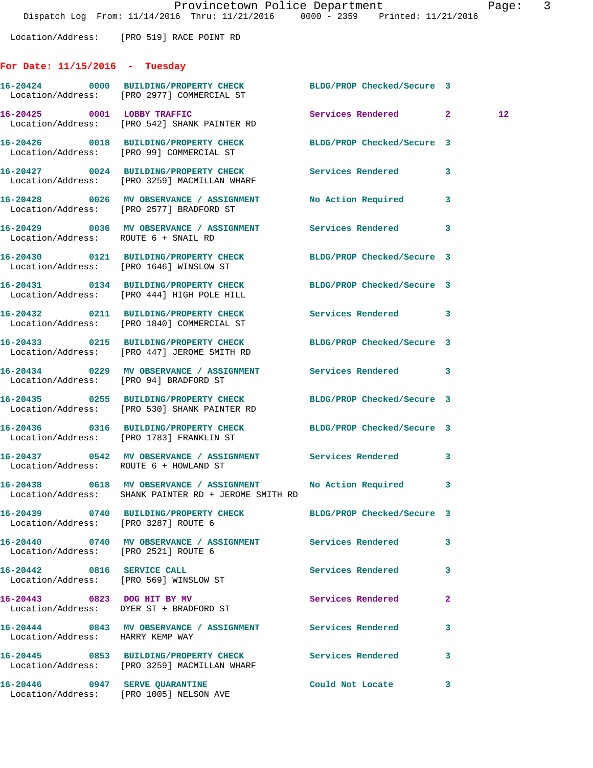Location/Address: [PRO 519] RACE POINT RD

## For Date: 11/15/2016 - Tuesday

**16-20424 0000 BUILDING/PROPERTY CHECK** BLDG/PROP Checked/Secure 3
Location/Address: [PRO 2977] COMMERCIAL ST

**16-20425 0001 LOBBY TRAFFIC** Services Rendered 2 12
Location/Address: [PRO 542] SHANK PAINTER RD

**16-20426 0018 BUILDING/PROPERTY CHECK** BLDG/PROP Checked/Secure 3
Location/Address: [PRO 99] COMMERCIAL ST

**16-20427 0024 BUILDING/PROPERTY CHECK** Services Rendered 3
Location/Address: [PRO 3259] MACMILLAN WHARF

**16-20428 0026 MV OBSERVANCE / ASSIGNMENT** No Action Required 3
Location/Address: [PRO 2577] BRADFORD ST

**16-20429 0036 MV OBSERVANCE / ASSIGNMENT** Services Rendered 3
Location/Address: ROUTE 6 + SNAIL RD

**16-20430 0121 BUILDING/PROPERTY CHECK** BLDG/PROP Checked/Secure 3
Location/Address: [PRO 1646] WINSLOW ST

**16-20431 0134 BUILDING/PROPERTY CHECK** BLDG/PROP Checked/Secure 3
Location/Address: [PRO 444] HIGH POLE HILL

**16-20432 0211 BUILDING/PROPERTY CHECK** Services Rendered 3
Location/Address: [PRO 1840] COMMERCIAL ST

**16-20433 0215 BUILDING/PROPERTY CHECK** BLDG/PROP Checked/Secure 3
Location/Address: [PRO 447] JEROME SMITH RD

**16-20434 0229 MV OBSERVANCE / ASSIGNMENT** Services Rendered 3
Location/Address: [PRO 94] BRADFORD ST

**16-20435 0255 BUILDING/PROPERTY CHECK** BLDG/PROP Checked/Secure 3
Location/Address: [PRO 530] SHANK PAINTER RD

**16-20436 0316 BUILDING/PROPERTY CHECK** BLDG/PROP Checked/Secure 3
Location/Address: [PRO 1783] FRANKLIN ST

**16-20437 0542 MV OBSERVANCE / ASSIGNMENT** Services Rendered 3
Location/Address: ROUTE 6 + HOWLAND ST

**16-20438 0618 MV OBSERVANCE / ASSIGNMENT** No Action Required 3
Location/Address: SHANK PAINTER RD + JEROME SMITH RD

**16-20439 0740 BUILDING/PROPERTY CHECK** BLDG/PROP Checked/Secure 3
Location/Address: [PRO 3287] ROUTE 6

**16-20440 0740 MV OBSERVANCE / ASSIGNMENT** Services Rendered 3
Location/Address: [PRO 2521] ROUTE 6

**16-20442 0816 SERVICE CALL** Services Rendered 3
Location/Address: [PRO 569] WINSLOW ST

**16-20443 0823 DOG HIT BY MV** Services Rendered 2
Location/Address: DYER ST + BRADFORD ST

**16-20444 0843 MV OBSERVANCE / ASSIGNMENT** Services Rendered 3
Location/Address: HARRY KEMP WAY

**16-20445 0853 BUILDING/PROPERTY CHECK** Services Rendered 3
Location/Address: [PRO 3259] MACMILLAN WHARF

**16-20446 0947 SERVE QUARANTINE** Could Not Locate 3
Location/Address: [PRO 1005] NELSON AVE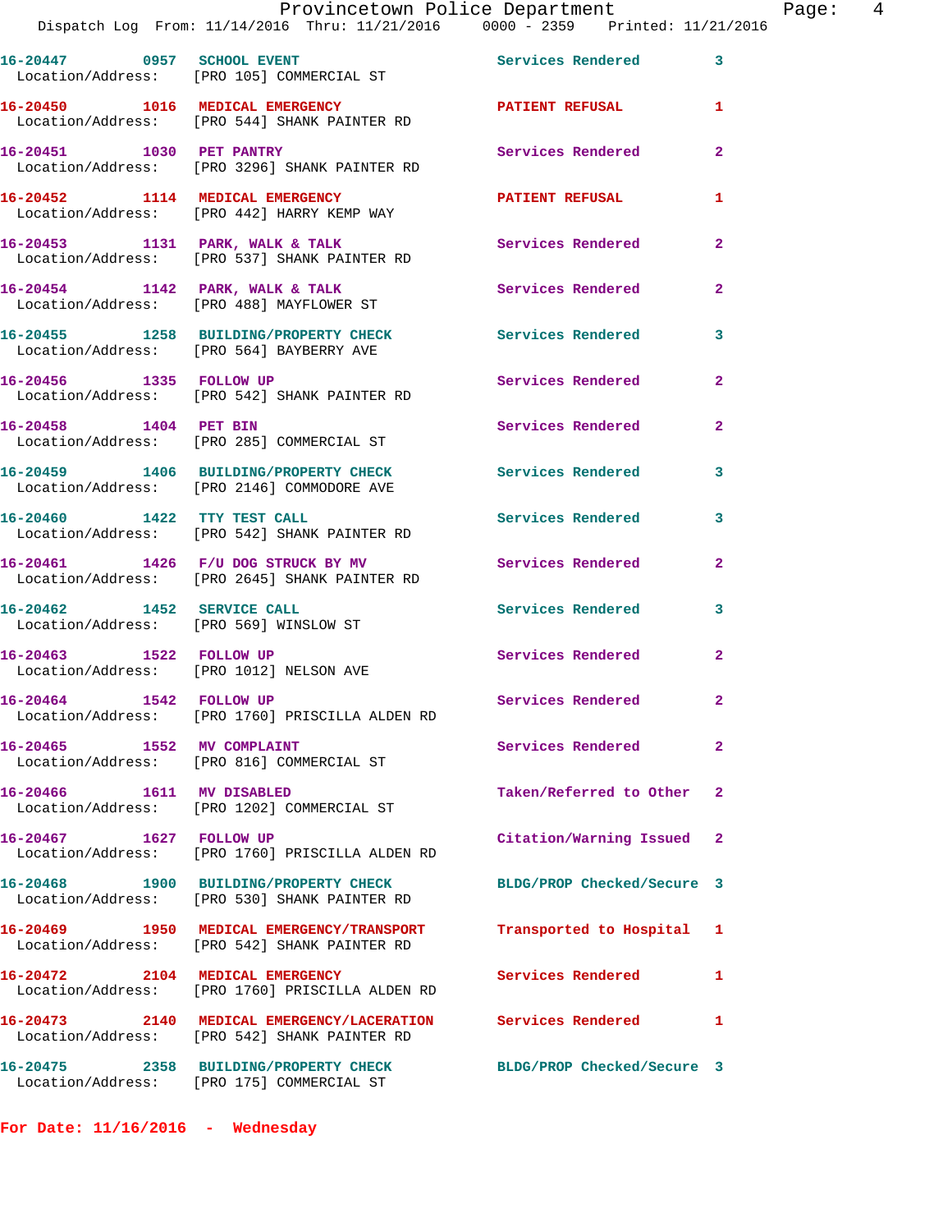| Call Number | Time | Call Reason | Action | Priority |
|---|---|---|---|---|
| 16-20447 | 0957 | SCHOOL EVENT | Services Rendered | 3 |
| Location/Address: | [PRO 105] COMMERCIAL ST | | | |
| 16-20450 | 1016 | MEDICAL EMERGENCY | PATIENT REFUSAL | 1 |
| Location/Address: | [PRO 544] SHANK PAINTER RD | | | |
| 16-20451 | 1030 | PET PANTRY | Services Rendered | 2 |
| Location/Address: | [PRO 3296] SHANK PAINTER RD | | | |
| 16-20452 | 1114 | MEDICAL EMERGENCY | PATIENT REFUSAL | 1 |
| Location/Address: | [PRO 442] HARRY KEMP WAY | | | |
| 16-20453 | 1131 | PARK, WALK & TALK | Services Rendered | 2 |
| Location/Address: | [PRO 537] SHANK PAINTER RD | | | |
| 16-20454 | 1142 | PARK, WALK & TALK | Services Rendered | 2 |
| Location/Address: | [PRO 488] MAYFLOWER ST | | | |
| 16-20455 | 1258 | BUILDING/PROPERTY CHECK | Services Rendered | 3 |
| Location/Address: | [PRO 564] BAYBERRY AVE | | | |
| 16-20456 | 1335 | FOLLOW UP | Services Rendered | 2 |
| Location/Address: | [PRO 542] SHANK PAINTER RD | | | |
| 16-20458 | 1404 | PET BIN | Services Rendered | 2 |
| Location/Address: | [PRO 285] COMMERCIAL ST | | | |
| 16-20459 | 1406 | BUILDING/PROPERTY CHECK | Services Rendered | 3 |
| Location/Address: | [PRO 2146] COMMODORE AVE | | | |
| 16-20460 | 1422 | TTY TEST CALL | Services Rendered | 3 |
| Location/Address: | [PRO 542] SHANK PAINTER RD | | | |
| 16-20461 | 1426 | F/U DOG STRUCK BY MV | Services Rendered | 2 |
| Location/Address: | [PRO 2645] SHANK PAINTER RD | | | |
| 16-20462 | 1452 | SERVICE CALL | Services Rendered | 3 |
| Location/Address: | [PRO 569] WINSLOW ST | | | |
| 16-20463 | 1522 | FOLLOW UP | Services Rendered | 2 |
| Location/Address: | [PRO 1012] NELSON AVE | | | |
| 16-20464 | 1542 | FOLLOW UP | Services Rendered | 2 |
| Location/Address: | [PRO 1760] PRISCILLA ALDEN RD | | | |
| 16-20465 | 1552 | MV COMPLAINT | Services Rendered | 2 |
| Location/Address: | [PRO 816] COMMERCIAL ST | | | |
| 16-20466 | 1611 | MV DISABLED | Taken/Referred to Other | 2 |
| Location/Address: | [PRO 1202] COMMERCIAL ST | | | |
| 16-20467 | 1627 | FOLLOW UP | Citation/Warning Issued | 2 |
| Location/Address: | [PRO 1760] PRISCILLA ALDEN RD | | | |
| 16-20468 | 1900 | BUILDING/PROPERTY CHECK | BLDG/PROP Checked/Secure | 3 |
| Location/Address: | [PRO 530] SHANK PAINTER RD | | | |
| 16-20469 | 1950 | MEDICAL EMERGENCY/TRANSPORT | Transported to Hospital | 1 |
| Location/Address: | [PRO 542] SHANK PAINTER RD | | | |
| 16-20472 | 2104 | MEDICAL EMERGENCY | Services Rendered | 1 |
| Location/Address: | [PRO 1760] PRISCILLA ALDEN RD | | | |
| 16-20473 | 2140 | MEDICAL EMERGENCY/LACERATION | Services Rendered | 1 |
| Location/Address: | [PRO 542] SHANK PAINTER RD | | | |
| 16-20475 | 2358 | BUILDING/PROPERTY CHECK | BLDG/PROP Checked/Secure | 3 |
| Location/Address: | [PRO 175] COMMERCIAL ST | | | |

**For Date: 11/16/2016 - Wednesday**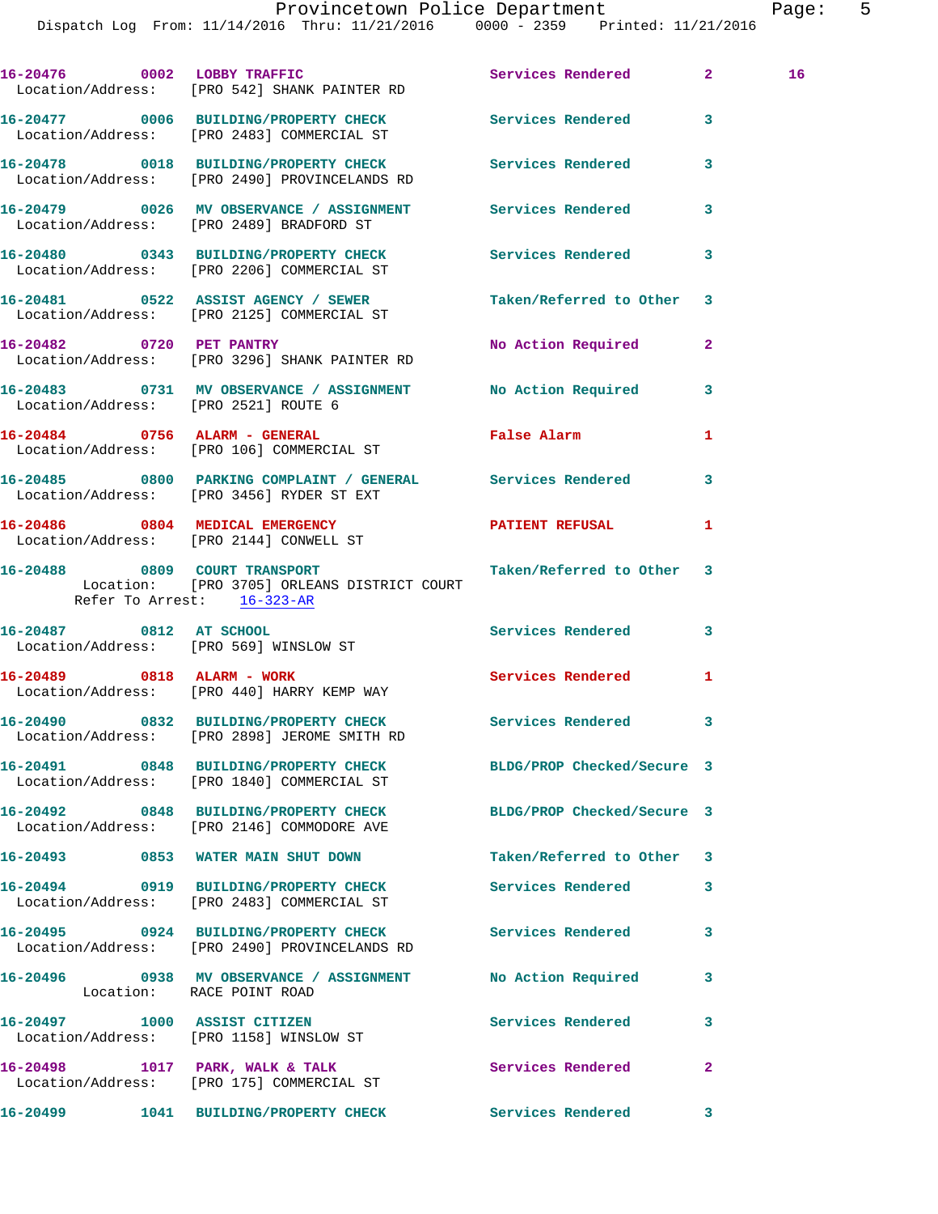16-20476 0002 LOBBY TRAFFIC Services Rendered 2 16
Location/Address: [PRO 542] SHANK PAINTER RD

16-20477 0006 BUILDING/PROPERTY CHECK Services Rendered 3
Location/Address: [PRO 2483] COMMERCIAL ST

16-20478 0018 BUILDING/PROPERTY CHECK Services Rendered 3
Location/Address: [PRO 2490] PROVINCELANDS RD

16-20479 0026 MV OBSERVANCE / ASSIGNMENT Services Rendered 3
Location/Address: [PRO 2489] BRADFORD ST

16-20480 0343 BUILDING/PROPERTY CHECK Services Rendered 3
Location/Address: [PRO 2206] COMMERCIAL ST

16-20481 0522 ASSIST AGENCY / SEWER Taken/Referred to Other 3
Location/Address: [PRO 2125] COMMERCIAL ST

16-20482 0720 PET PANTRY No Action Required 2
Location/Address: [PRO 3296] SHANK PAINTER RD

16-20483 0731 MV OBSERVANCE / ASSIGNMENT No Action Required 3
Location/Address: [PRO 2521] ROUTE 6

16-20484 0756 ALARM - GENERAL False Alarm 1
Location/Address: [PRO 106] COMMERCIAL ST

16-20485 0800 PARKING COMPLAINT / GENERAL Services Rendered 3
Location/Address: [PRO 3456] RYDER ST EXT

16-20486 0804 MEDICAL EMERGENCY PATIENT REFUSAL 1
Location/Address: [PRO 2144] CONWELL ST

16-20488 0809 COURT TRANSPORT Taken/Referred to Other 3
Location: [PRO 3705] ORLEANS DISTRICT COURT
Refer To Arrest: 16-323-AR

16-20487 0812 AT SCHOOL Services Rendered 3
Location/Address: [PRO 569] WINSLOW ST

16-20489 0818 ALARM - WORK Services Rendered 1
Location/Address: [PRO 440] HARRY KEMP WAY

16-20490 0832 BUILDING/PROPERTY CHECK Services Rendered 3
Location/Address: [PRO 2898] JEROME SMITH RD

16-20491 0848 BUILDING/PROPERTY CHECK BLDG/PROP Checked/Secure 3
Location/Address: [PRO 1840] COMMERCIAL ST

16-20492 0848 BUILDING/PROPERTY CHECK BLDG/PROP Checked/Secure 3
Location/Address: [PRO 2146] COMMODORE AVE

16-20493 0853 WATER MAIN SHUT DOWN Taken/Referred to Other 3

16-20494 0919 BUILDING/PROPERTY CHECK Services Rendered 3
Location/Address: [PRO 2483] COMMERCIAL ST

16-20495 0924 BUILDING/PROPERTY CHECK Services Rendered 3
Location/Address: [PRO 2490] PROVINCELANDS RD

16-20496 0938 MV OBSERVANCE / ASSIGNMENT No Action Required 3
Location: RACE POINT ROAD

16-20497 1000 ASSIST CITIZEN Services Rendered 3
Location/Address: [PRO 1158] WINSLOW ST

16-20498 1017 PARK, WALK & TALK Services Rendered 2
Location/Address: [PRO 175] COMMERCIAL ST

16-20499 1041 BUILDING/PROPERTY CHECK Services Rendered 3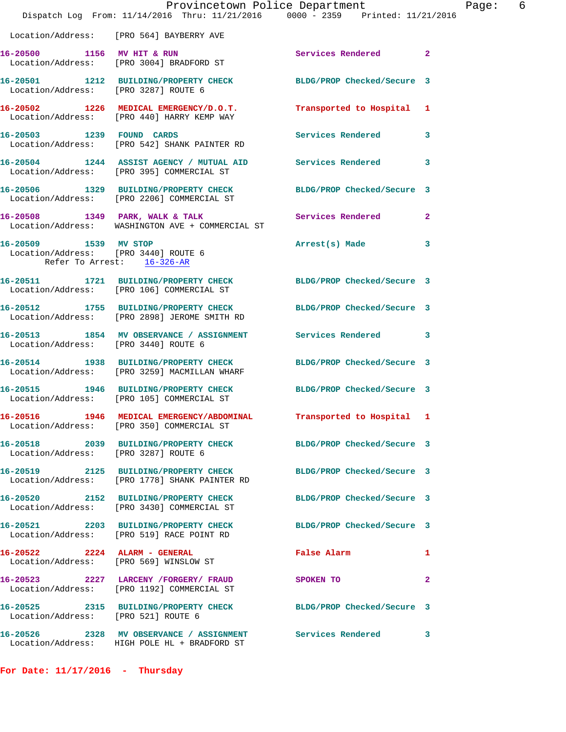Location/Address: [PRO 564] BAYBERRY AVE

16-20500 1156 MV HIT & RUN Services Rendered 2
Location/Address: [PRO 3004] BRADFORD ST

16-20501 1212 BUILDING/PROPERTY CHECK BLDG/PROP Checked/Secure 3
Location/Address: [PRO 3287] ROUTE 6

16-20502 1226 MEDICAL EMERGENCY/D.O.T. Transported to Hospital 1
Location/Address: [PRO 440] HARRY KEMP WAY

16-20503 1239 FOUND CARDS Services Rendered 3
Location/Address: [PRO 542] SHANK PAINTER RD

16-20504 1244 ASSIST AGENCY / MUTUAL AID Services Rendered 3
Location/Address: [PRO 395] COMMERCIAL ST

16-20506 1329 BUILDING/PROPERTY CHECK BLDG/PROP Checked/Secure 3
Location/Address: [PRO 2206] COMMERCIAL ST

16-20508 1349 PARK, WALK & TALK Services Rendered 2
Location/Address: WASHINGTON AVE + COMMERCIAL ST

16-20509 1539 MV STOP Arrest(s) Made 3
Location/Address: [PRO 3440] ROUTE 6
Refer To Arrest: 16-326-AR

16-20511 1721 BUILDING/PROPERTY CHECK BLDG/PROP Checked/Secure 3
Location/Address: [PRO 106] COMMERCIAL ST

16-20512 1755 BUILDING/PROPERTY CHECK BLDG/PROP Checked/Secure 3
Location/Address: [PRO 2898] JEROME SMITH RD

16-20513 1854 MV OBSERVANCE / ASSIGNMENT Services Rendered 3
Location/Address: [PRO 3440] ROUTE 6

16-20514 1938 BUILDING/PROPERTY CHECK BLDG/PROP Checked/Secure 3
Location/Address: [PRO 3259] MACMILLAN WHARF

16-20515 1946 BUILDING/PROPERTY CHECK BLDG/PROP Checked/Secure 3
Location/Address: [PRO 105] COMMERCIAL ST

16-20516 1946 MEDICAL EMERGENCY/ABDOMINAL Transported to Hospital 1
Location/Address: [PRO 350] COMMERCIAL ST

16-20518 2039 BUILDING/PROPERTY CHECK BLDG/PROP Checked/Secure 3
Location/Address: [PRO 3287] ROUTE 6

16-20519 2125 BUILDING/PROPERTY CHECK BLDG/PROP Checked/Secure 3
Location/Address: [PRO 1778] SHANK PAINTER RD

16-20520 2152 BUILDING/PROPERTY CHECK BLDG/PROP Checked/Secure 3
Location/Address: [PRO 3430] COMMERCIAL ST

16-20521 2203 BUILDING/PROPERTY CHECK BLDG/PROP Checked/Secure 3
Location/Address: [PRO 519] RACE POINT RD

16-20522 2224 ALARM - GENERAL False Alarm 1
Location/Address: [PRO 569] WINSLOW ST

16-20523 2227 LARCENY /FORGERY/ FRAUD SPOKEN TO 2
Location/Address: [PRO 1192] COMMERCIAL ST

16-20525 2315 BUILDING/PROPERTY CHECK BLDG/PROP Checked/Secure 3
Location/Address: [PRO 521] ROUTE 6

16-20526 2328 MV OBSERVANCE / ASSIGNMENT Services Rendered 3
Location/Address: HIGH POLE HL + BRADFORD ST

**For Date: 11/17/2016 - Thursday**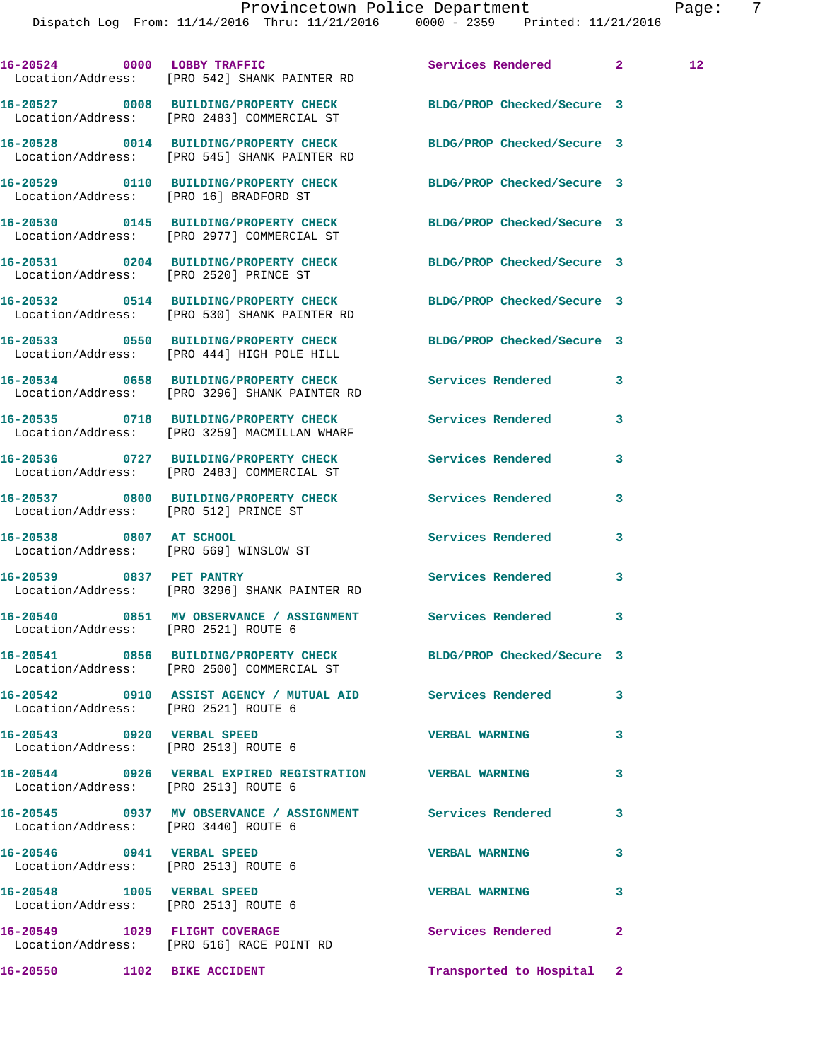16-20524 0000 LOBBY TRAFFIC Services Rendered 2 12
Location/Address: [PRO 542] SHANK PAINTER RD

16-20527 0008 BUILDING/PROPERTY CHECK BLDG/PROP Checked/Secure 3
Location/Address: [PRO 2483] COMMERCIAL ST

16-20528 0014 BUILDING/PROPERTY CHECK BLDG/PROP Checked/Secure 3
Location/Address: [PRO 545] SHANK PAINTER RD

16-20529 0110 BUILDING/PROPERTY CHECK BLDG/PROP Checked/Secure 3
Location/Address: [PRO 16] BRADFORD ST

16-20530 0145 BUILDING/PROPERTY CHECK BLDG/PROP Checked/Secure 3
Location/Address: [PRO 2977] COMMERCIAL ST

16-20531 0204 BUILDING/PROPERTY CHECK BLDG/PROP Checked/Secure 3
Location/Address: [PRO 2520] PRINCE ST

16-20532 0514 BUILDING/PROPERTY CHECK BLDG/PROP Checked/Secure 3
Location/Address: [PRO 530] SHANK PAINTER RD

16-20533 0550 BUILDING/PROPERTY CHECK BLDG/PROP Checked/Secure 3
Location/Address: [PRO 444] HIGH POLE HILL

16-20534 0658 BUILDING/PROPERTY CHECK Services Rendered 3
Location/Address: [PRO 3296] SHANK PAINTER RD

16-20535 0718 BUILDING/PROPERTY CHECK Services Rendered 3
Location/Address: [PRO 3259] MACMILLAN WHARF

16-20536 0727 BUILDING/PROPERTY CHECK Services Rendered 3
Location/Address: [PRO 2483] COMMERCIAL ST

16-20537 0800 BUILDING/PROPERTY CHECK Services Rendered 3
Location/Address: [PRO 512] PRINCE ST

16-20538 0807 AT SCHOOL Services Rendered 3
Location/Address: [PRO 569] WINSLOW ST

16-20539 0837 PET PANTRY Services Rendered 3
Location/Address: [PRO 3296] SHANK PAINTER RD

16-20540 0851 MV OBSERVANCE / ASSIGNMENT Services Rendered 3
Location/Address: [PRO 2521] ROUTE 6

16-20541 0856 BUILDING/PROPERTY CHECK BLDG/PROP Checked/Secure 3
Location/Address: [PRO 2500] COMMERCIAL ST

16-20542 0910 ASSIST AGENCY / MUTUAL AID Services Rendered 3
Location/Address: [PRO 2521] ROUTE 6

16-20543 0920 VERBAL SPEED VERBAL WARNING 3
Location/Address: [PRO 2513] ROUTE 6

16-20544 0926 VERBAL EXPIRED REGISTRATION VERBAL WARNING 3
Location/Address: [PRO 2513] ROUTE 6

16-20545 0937 MV OBSERVANCE / ASSIGNMENT Services Rendered 3
Location/Address: [PRO 3440] ROUTE 6

16-20546 0941 VERBAL SPEED VERBAL WARNING 3
Location/Address: [PRO 2513] ROUTE 6

16-20548 1005 VERBAL SPEED VERBAL WARNING 3
Location/Address: [PRO 2513] ROUTE 6

16-20549 1029 FLIGHT COVERAGE Services Rendered 2
Location/Address: [PRO 516] RACE POINT RD

16-20550 1102 BIKE ACCIDENT Transported to Hospital 2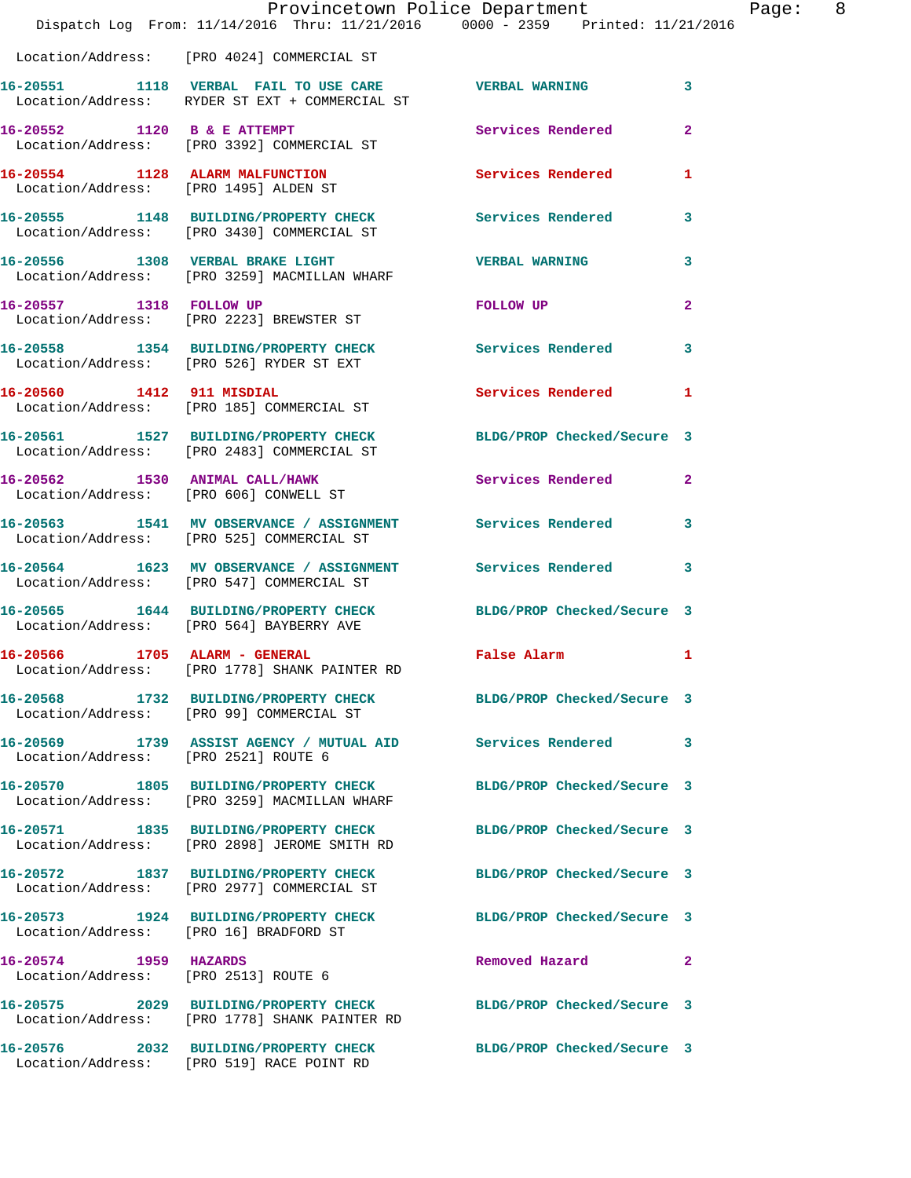Location/Address: [PRO 4024] COMMERCIAL ST

| Call Number | Time | Call Reason | Action | Priority |
|---|---|---|---|---|
| 16-20551 | 1118 | VERBAL FAIL TO USE CARE | VERBAL WARNING | 3 |
| Location/Address: RYDER ST EXT + COMMERCIAL ST | | | | |
| 16-20552 | 1120 | B & E ATTEMPT | Services Rendered | 2 |
| Location/Address: [PRO 3392] COMMERCIAL ST | | | | |
| 16-20554 | 1128 | ALARM MALFUNCTION | Services Rendered | 1 |
| Location/Address: [PRO 1495] ALDEN ST | | | | |
| 16-20555 | 1148 | BUILDING/PROPERTY CHECK | Services Rendered | 3 |
| Location/Address: [PRO 3430] COMMERCIAL ST | | | | |
| 16-20556 | 1308 | VERBAL BRAKE LIGHT | VERBAL WARNING | 3 |
| Location/Address: [PRO 3259] MACMILLAN WHARF | | | | |
| 16-20557 | 1318 | FOLLOW UP | FOLLOW UP | 2 |
| Location/Address: [PRO 2223] BREWSTER ST | | | | |
| 16-20558 | 1354 | BUILDING/PROPERTY CHECK | Services Rendered | 3 |
| Location/Address: [PRO 526] RYDER ST EXT | | | | |
| 16-20560 | 1412 | 911 MISDIAL | Services Rendered | 1 |
| Location/Address: [PRO 185] COMMERCIAL ST | | | | |
| 16-20561 | 1527 | BUILDING/PROPERTY CHECK | BLDG/PROP Checked/Secure | 3 |
| Location/Address: [PRO 2483] COMMERCIAL ST | | | | |
| 16-20562 | 1530 | ANIMAL CALL/HAWK | Services Rendered | 2 |
| Location/Address: [PRO 606] CONWELL ST | | | | |
| 16-20563 | 1541 | MV OBSERVANCE / ASSIGNMENT | Services Rendered | 3 |
| Location/Address: [PRO 525] COMMERCIAL ST | | | | |
| 16-20564 | 1623 | MV OBSERVANCE / ASSIGNMENT | Services Rendered | 3 |
| Location/Address: [PRO 547] COMMERCIAL ST | | | | |
| 16-20565 | 1644 | BUILDING/PROPERTY CHECK | BLDG/PROP Checked/Secure | 3 |
| Location/Address: [PRO 564] BAYBERRY AVE | | | | |
| 16-20566 | 1705 | ALARM - GENERAL | False Alarm | 1 |
| Location/Address: [PRO 1778] SHANK PAINTER RD | | | | |
| 16-20568 | 1732 | BUILDING/PROPERTY CHECK | BLDG/PROP Checked/Secure | 3 |
| Location/Address: [PRO 99] COMMERCIAL ST | | | | |
| 16-20569 | 1739 | ASSIST AGENCY / MUTUAL AID | Services Rendered | 3 |
| Location/Address: [PRO 2521] ROUTE 6 | | | | |
| 16-20570 | 1805 | BUILDING/PROPERTY CHECK | BLDG/PROP Checked/Secure | 3 |
| Location/Address: [PRO 3259] MACMILLAN WHARF | | | | |
| 16-20571 | 1835 | BUILDING/PROPERTY CHECK | BLDG/PROP Checked/Secure | 3 |
| Location/Address: [PRO 2898] JEROME SMITH RD | | | | |
| 16-20572 | 1837 | BUILDING/PROPERTY CHECK | BLDG/PROP Checked/Secure | 3 |
| Location/Address: [PRO 2977] COMMERCIAL ST | | | | |
| 16-20573 | 1924 | BUILDING/PROPERTY CHECK | BLDG/PROP Checked/Secure | 3 |
| Location/Address: [PRO 16] BRADFORD ST | | | | |
| 16-20574 | 1959 | HAZARDS | Removed Hazard | 2 |
| Location/Address: [PRO 2513] ROUTE 6 | | | | |
| 16-20575 | 2029 | BUILDING/PROPERTY CHECK | BLDG/PROP Checked/Secure | 3 |
| Location/Address: [PRO 1778] SHANK PAINTER RD | | | | |
| 16-20576 | 2032 | BUILDING/PROPERTY CHECK | BLDG/PROP Checked/Secure | 3 |
| Location/Address: [PRO 519] RACE POINT RD | | | | |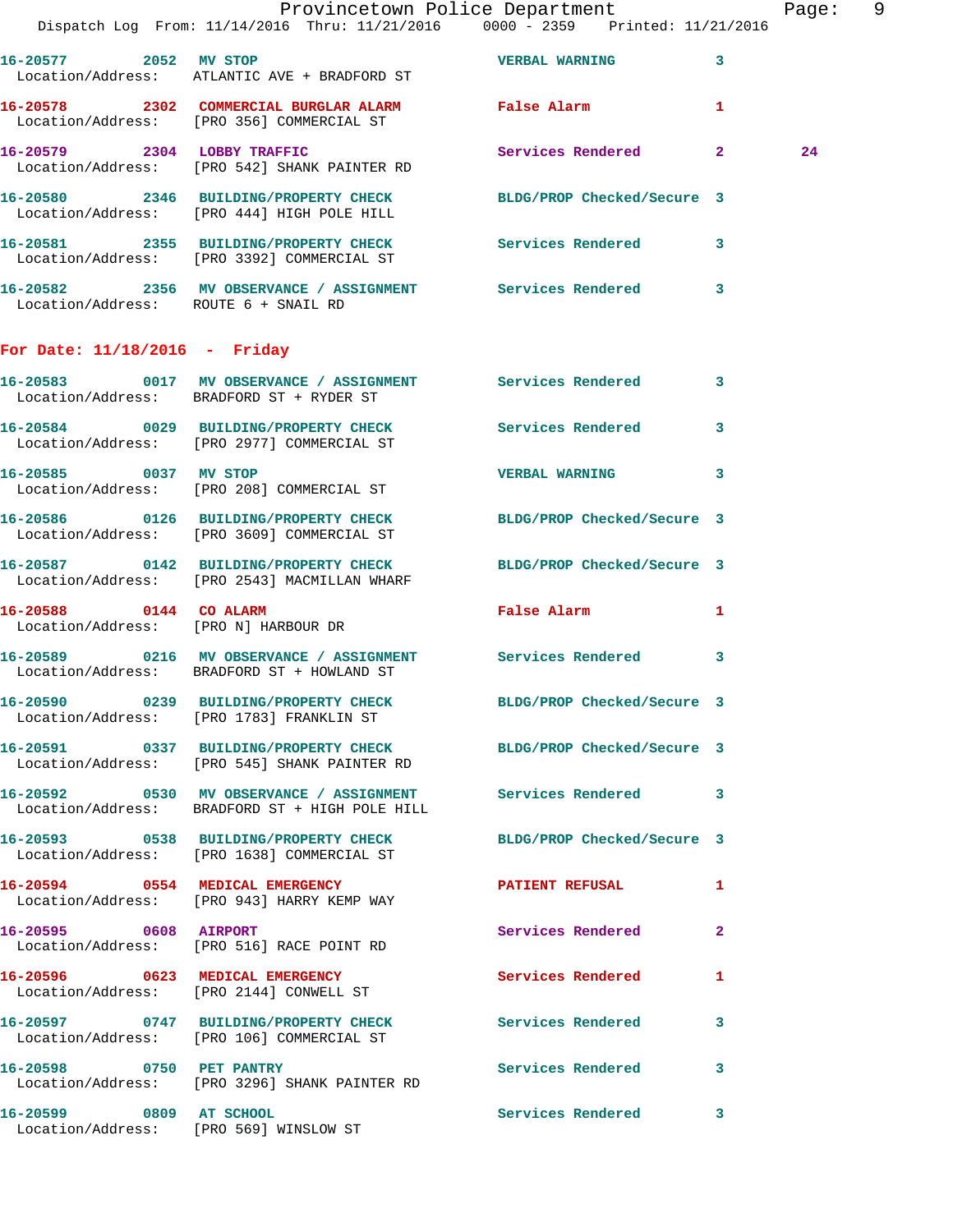16-20577 2052 MV STOP VERBAL WARNING 3
Location/Address: ATLANTIC AVE + BRADFORD ST

16-20578 2302 COMMERCIAL BURGLAR ALARM False Alarm 1
Location/Address: [PRO 356] COMMERCIAL ST

16-20579 2304 LOBBY TRAFFIC Services Rendered 2 24
Location/Address: [PRO 542] SHANK PAINTER RD

16-20580 2346 BUILDING/PROPERTY CHECK BLDG/PROP Checked/Secure 3
Location/Address: [PRO 444] HIGH POLE HILL

16-20581 2355 BUILDING/PROPERTY CHECK Services Rendered 3
Location/Address: [PRO 3392] COMMERCIAL ST

16-20582 2356 MV OBSERVANCE / ASSIGNMENT Services Rendered 3
Location/Address: ROUTE 6 + SNAIL RD

## For Date: 11/18/2016 - Friday

16-20583 0017 MV OBSERVANCE / ASSIGNMENT Services Rendered 3
Location/Address: BRADFORD ST + RYDER ST

16-20584 0029 BUILDING/PROPERTY CHECK Services Rendered 3
Location/Address: [PRO 2977] COMMERCIAL ST

16-20585 0037 MV STOP VERBAL WARNING 3
Location/Address: [PRO 208] COMMERCIAL ST

16-20586 0126 BUILDING/PROPERTY CHECK BLDG/PROP Checked/Secure 3
Location/Address: [PRO 3609] COMMERCIAL ST

16-20587 0142 BUILDING/PROPERTY CHECK BLDG/PROP Checked/Secure 3
Location/Address: [PRO 2543] MACMILLAN WHARF

16-20588 0144 CO ALARM False Alarm 1
Location/Address: [PRO N] HARBOUR DR

16-20589 0216 MV OBSERVANCE / ASSIGNMENT Services Rendered 3
Location/Address: BRADFORD ST + HOWLAND ST

16-20590 0239 BUILDING/PROPERTY CHECK BLDG/PROP Checked/Secure 3
Location/Address: [PRO 1783] FRANKLIN ST

16-20591 0337 BUILDING/PROPERTY CHECK BLDG/PROP Checked/Secure 3
Location/Address: [PRO 545] SHANK PAINTER RD

16-20592 0530 MV OBSERVANCE / ASSIGNMENT Services Rendered 3
Location/Address: BRADFORD ST + HIGH POLE HILL

16-20593 0538 BUILDING/PROPERTY CHECK BLDG/PROP Checked/Secure 3
Location/Address: [PRO 1638] COMMERCIAL ST

16-20594 0554 MEDICAL EMERGENCY PATIENT REFUSAL 1
Location/Address: [PRO 943] HARRY KEMP WAY

16-20595 0608 AIRPORT Services Rendered 2
Location/Address: [PRO 516] RACE POINT RD

16-20596 0623 MEDICAL EMERGENCY Services Rendered 1
Location/Address: [PRO 2144] CONWELL ST

16-20597 0747 BUILDING/PROPERTY CHECK Services Rendered 3
Location/Address: [PRO 106] COMMERCIAL ST

16-20598 0750 PET PANTRY Services Rendered 3
Location/Address: [PRO 3296] SHANK PAINTER RD

16-20599 0809 AT SCHOOL Services Rendered 3
Location/Address: [PRO 569] WINSLOW ST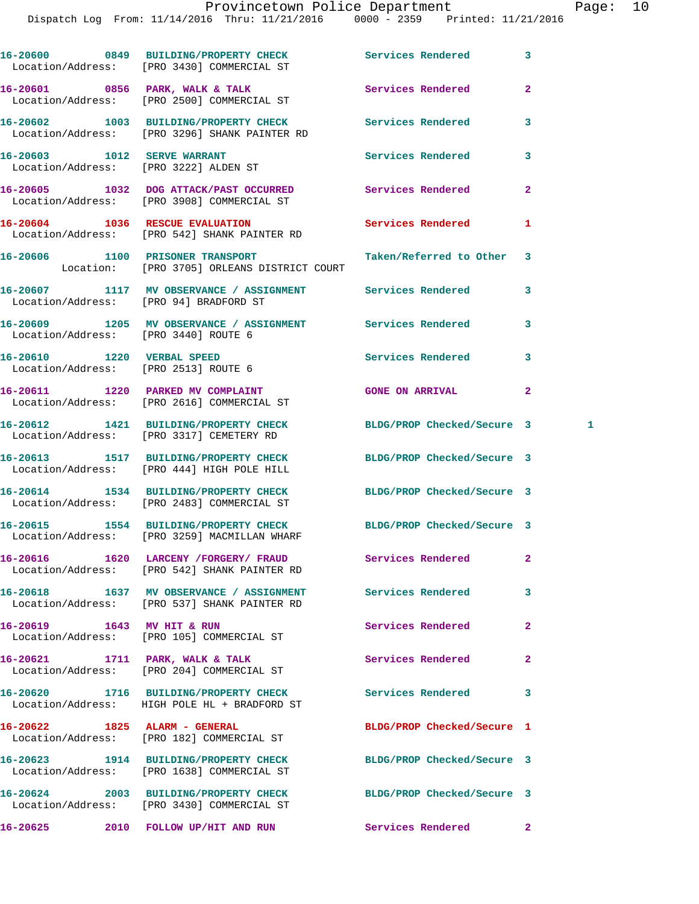16-20600 0849 BUILDING/PROPERTY CHECK Services Rendered 3
Location/Address: [PRO 3430] COMMERCIAL ST

16-20601 0856 PARK, WALK & TALK Services Rendered 2
Location/Address: [PRO 2500] COMMERCIAL ST

16-20602 1003 BUILDING/PROPERTY CHECK Services Rendered 3
Location/Address: [PRO 3296] SHANK PAINTER RD

16-20603 1012 SERVE WARRANT Services Rendered 3
Location/Address: [PRO 3222] ALDEN ST

16-20605 1032 DOG ATTACK/PAST OCCURRED Services Rendered 2
Location/Address: [PRO 3908] COMMERCIAL ST

16-20604 1036 RESCUE EVALUATION Services Rendered 1
Location/Address: [PRO 542] SHANK PAINTER RD

16-20606 1100 PRISONER TRANSPORT Taken/Referred to Other 3
Location: [PRO 3705] ORLEANS DISTRICT COURT

16-20607 1117 MV OBSERVANCE / ASSIGNMENT Services Rendered 3
Location/Address: [PRO 94] BRADFORD ST

16-20609 1205 MV OBSERVANCE / ASSIGNMENT Services Rendered 3
Location/Address: [PRO 3440] ROUTE 6

16-20610 1220 VERBAL SPEED Services Rendered 3
Location/Address: [PRO 2513] ROUTE 6

16-20611 1220 PARKED MV COMPLAINT GONE ON ARRIVAL 2
Location/Address: [PRO 2616] COMMERCIAL ST

16-20612 1421 BUILDING/PROPERTY CHECK BLDG/PROP Checked/Secure 3 1
Location/Address: [PRO 3317] CEMETERY RD

16-20613 1517 BUILDING/PROPERTY CHECK BLDG/PROP Checked/Secure 3
Location/Address: [PRO 444] HIGH POLE HILL

16-20614 1534 BUILDING/PROPERTY CHECK BLDG/PROP Checked/Secure 3
Location/Address: [PRO 2483] COMMERCIAL ST

16-20615 1554 BUILDING/PROPERTY CHECK BLDG/PROP Checked/Secure 3
Location/Address: [PRO 3259] MACMILLAN WHARF

16-20616 1620 LARCENY /FORGERY/ FRAUD Services Rendered 2
Location/Address: [PRO 542] SHANK PAINTER RD

16-20618 1637 MV OBSERVANCE / ASSIGNMENT Services Rendered 3
Location/Address: [PRO 537] SHANK PAINTER RD

16-20619 1643 MV HIT & RUN Services Rendered 2
Location/Address: [PRO 105] COMMERCIAL ST

16-20621 1711 PARK, WALK & TALK Services Rendered 2
Location/Address: [PRO 204] COMMERCIAL ST

16-20620 1716 BUILDING/PROPERTY CHECK Services Rendered 3
Location/Address: HIGH POLE HL + BRADFORD ST

16-20622 1825 ALARM - GENERAL BLDG/PROP Checked/Secure 1
Location/Address: [PRO 182] COMMERCIAL ST

16-20623 1914 BUILDING/PROPERTY CHECK BLDG/PROP Checked/Secure 3
Location/Address: [PRO 1638] COMMERCIAL ST

16-20624 2003 BUILDING/PROPERTY CHECK BLDG/PROP Checked/Secure 3
Location/Address: [PRO 3430] COMMERCIAL ST

16-20625 2010 FOLLOW UP/HIT AND RUN Services Rendered 2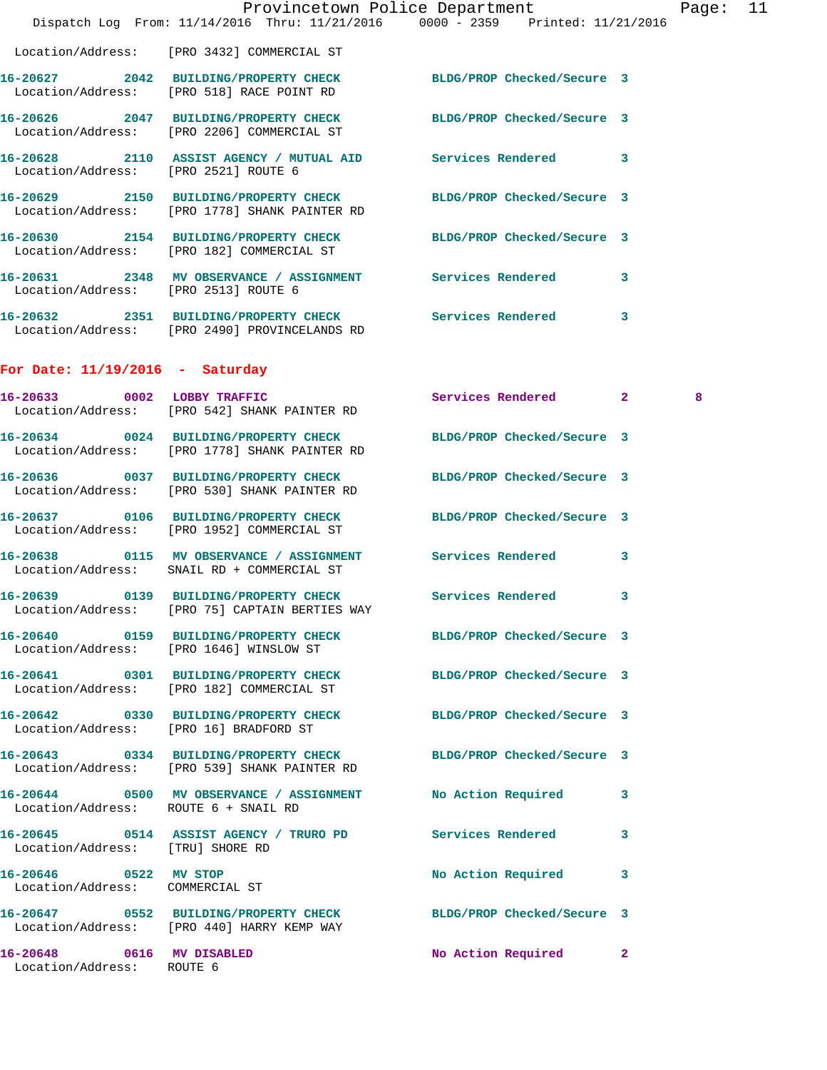Location/Address: [PRO 3432] COMMERCIAL ST

16-20627 2042 BUILDING/PROPERTY CHECK BLDG/PROP Checked/Secure 3
Location/Address: [PRO 518] RACE POINT RD

16-20626 2047 BUILDING/PROPERTY CHECK BLDG/PROP Checked/Secure 3
Location/Address: [PRO 2206] COMMERCIAL ST

16-20628 2110 ASSIST AGENCY / MUTUAL AID Services Rendered 3
Location/Address: [PRO 2521] ROUTE 6

16-20629 2150 BUILDING/PROPERTY CHECK BLDG/PROP Checked/Secure 3
Location/Address: [PRO 1778] SHANK PAINTER RD

16-20630 2154 BUILDING/PROPERTY CHECK BLDG/PROP Checked/Secure 3
Location/Address: [PRO 182] COMMERCIAL ST

16-20631 2348 MV OBSERVANCE / ASSIGNMENT Services Rendered 3
Location/Address: [PRO 2513] ROUTE 6

16-20632 2351 BUILDING/PROPERTY CHECK Services Rendered 3
Location/Address: [PRO 2490] PROVINCELANDS RD

## For Date: 11/19/2016 - Saturday

16-20633 0002 LOBBY TRAFFIC Services Rendered 2 8
Location/Address: [PRO 542] SHANK PAINTER RD

16-20634 0024 BUILDING/PROPERTY CHECK BLDG/PROP Checked/Secure 3
Location/Address: [PRO 1778] SHANK PAINTER RD

16-20636 0037 BUILDING/PROPERTY CHECK BLDG/PROP Checked/Secure 3
Location/Address: [PRO 530] SHANK PAINTER RD

16-20637 0106 BUILDING/PROPERTY CHECK BLDG/PROP Checked/Secure 3
Location/Address: [PRO 1952] COMMERCIAL ST

16-20638 0115 MV OBSERVANCE / ASSIGNMENT Services Rendered 3
Location/Address: SNAIL RD + COMMERCIAL ST

16-20639 0139 BUILDING/PROPERTY CHECK Services Rendered 3
Location/Address: [PRO 75] CAPTAIN BERTIES WAY

16-20640 0159 BUILDING/PROPERTY CHECK BLDG/PROP Checked/Secure 3
Location/Address: [PRO 1646] WINSLOW ST

16-20641 0301 BUILDING/PROPERTY CHECK BLDG/PROP Checked/Secure 3
Location/Address: [PRO 182] COMMERCIAL ST

16-20642 0330 BUILDING/PROPERTY CHECK BLDG/PROP Checked/Secure 3
Location/Address: [PRO 16] BRADFORD ST

16-20643 0334 BUILDING/PROPERTY CHECK BLDG/PROP Checked/Secure 3
Location/Address: [PRO 539] SHANK PAINTER RD

16-20644 0500 MV OBSERVANCE / ASSIGNMENT No Action Required 3
Location/Address: ROUTE 6 + SNAIL RD

16-20645 0514 ASSIST AGENCY / TRURO PD Services Rendered 3
Location/Address: [TRU] SHORE RD

16-20646 0522 MV STOP No Action Required 3
Location/Address: COMMERCIAL ST

16-20647 0552 BUILDING/PROPERTY CHECK BLDG/PROP Checked/Secure 3
Location/Address: [PRO 440] HARRY KEMP WAY

16-20648 0616 MV DISABLED No Action Required 2
Location/Address: ROUTE 6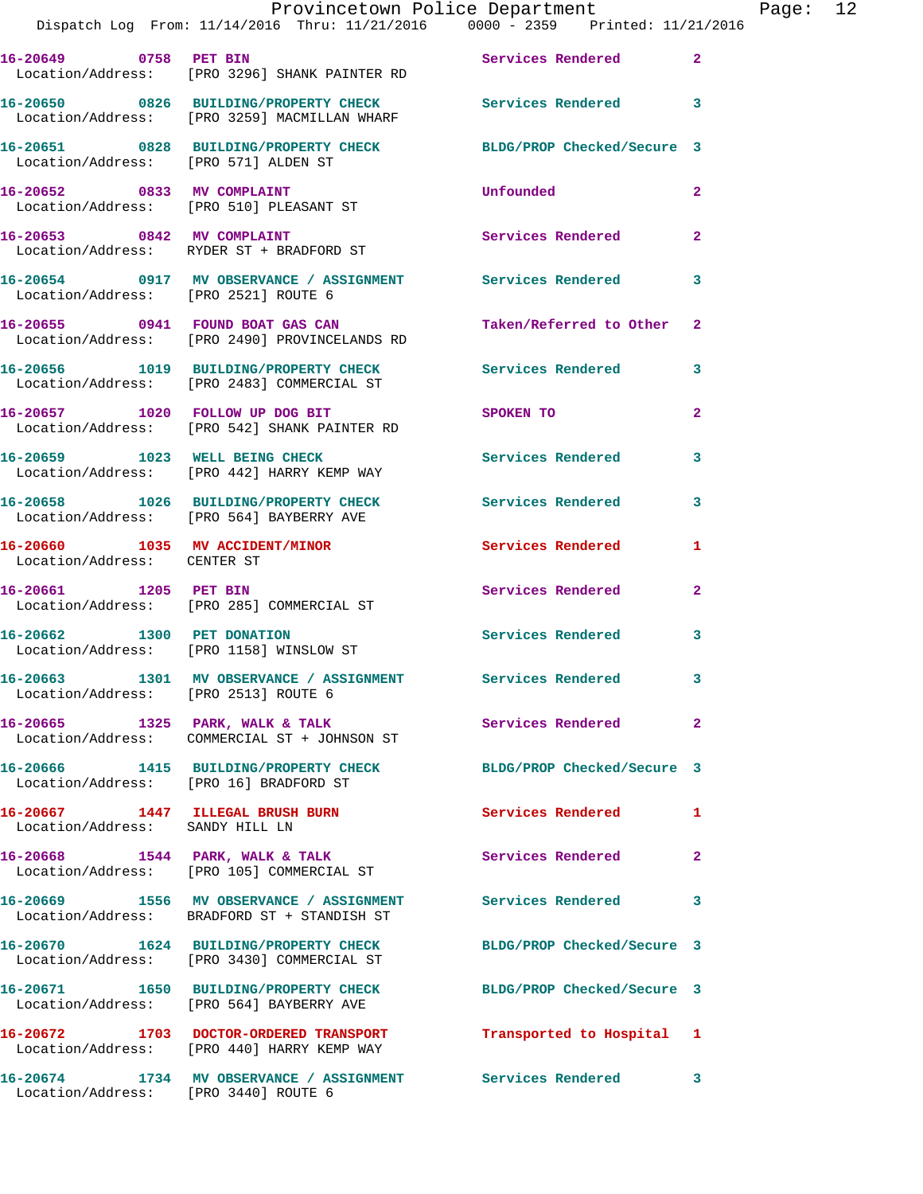16-20649 0758 PET BIN Services Rendered 2
Location/Address: [PRO 3296] SHANK PAINTER RD

16-20650 0826 BUILDING/PROPERTY CHECK Services Rendered 3
Location/Address: [PRO 3259] MACMILLAN WHARF

16-20651 0828 BUILDING/PROPERTY CHECK BLDG/PROP Checked/Secure 3
Location/Address: [PRO 571] ALDEN ST

16-20652 0833 MV COMPLAINT Unfounded 2
Location/Address: [PRO 510] PLEASANT ST

16-20653 0842 MV COMPLAINT Services Rendered 2
Location/Address: RYDER ST + BRADFORD ST

16-20654 0917 MV OBSERVANCE / ASSIGNMENT Services Rendered 3
Location/Address: [PRO 2521] ROUTE 6

16-20655 0941 FOUND BOAT GAS CAN Taken/Referred to Other 2
Location/Address: [PRO 2490] PROVINCELANDS RD

16-20656 1019 BUILDING/PROPERTY CHECK Services Rendered 3
Location/Address: [PRO 2483] COMMERCIAL ST

16-20657 1020 FOLLOW UP DOG BIT SPOKEN TO 2
Location/Address: [PRO 542] SHANK PAINTER RD

16-20659 1023 WELL BEING CHECK Services Rendered 3
Location/Address: [PRO 442] HARRY KEMP WAY

16-20658 1026 BUILDING/PROPERTY CHECK Services Rendered 3
Location/Address: [PRO 564] BAYBERRY AVE

16-20660 1035 MV ACCIDENT/MINOR Services Rendered 1
Location/Address: CENTER ST

16-20661 1205 PET BIN Services Rendered 2
Location/Address: [PRO 285] COMMERCIAL ST

16-20662 1300 PET DONATION Services Rendered 3
Location/Address: [PRO 1158] WINSLOW ST

16-20663 1301 MV OBSERVANCE / ASSIGNMENT Services Rendered 3
Location/Address: [PRO 2513] ROUTE 6

16-20665 1325 PARK, WALK & TALK Services Rendered 2
Location/Address: COMMERCIAL ST + JOHNSON ST

16-20666 1415 BUILDING/PROPERTY CHECK BLDG/PROP Checked/Secure 3
Location/Address: [PRO 16] BRADFORD ST

16-20667 1447 ILLEGAL BRUSH BURN Services Rendered 1
Location/Address: SANDY HILL LN

16-20668 1544 PARK, WALK & TALK Services Rendered 2
Location/Address: [PRO 105] COMMERCIAL ST

16-20669 1556 MV OBSERVANCE / ASSIGNMENT Services Rendered 3
Location/Address: BRADFORD ST + STANDISH ST

16-20670 1624 BUILDING/PROPERTY CHECK BLDG/PROP Checked/Secure 3
Location/Address: [PRO 3430] COMMERCIAL ST

16-20671 1650 BUILDING/PROPERTY CHECK BLDG/PROP Checked/Secure 3
Location/Address: [PRO 564] BAYBERRY AVE

16-20672 1703 DOCTOR-ORDERED TRANSPORT Transported to Hospital 1
Location/Address: [PRO 440] HARRY KEMP WAY

16-20674 1734 MV OBSERVANCE / ASSIGNMENT Services Rendered 3
Location/Address: [PRO 3440] ROUTE 6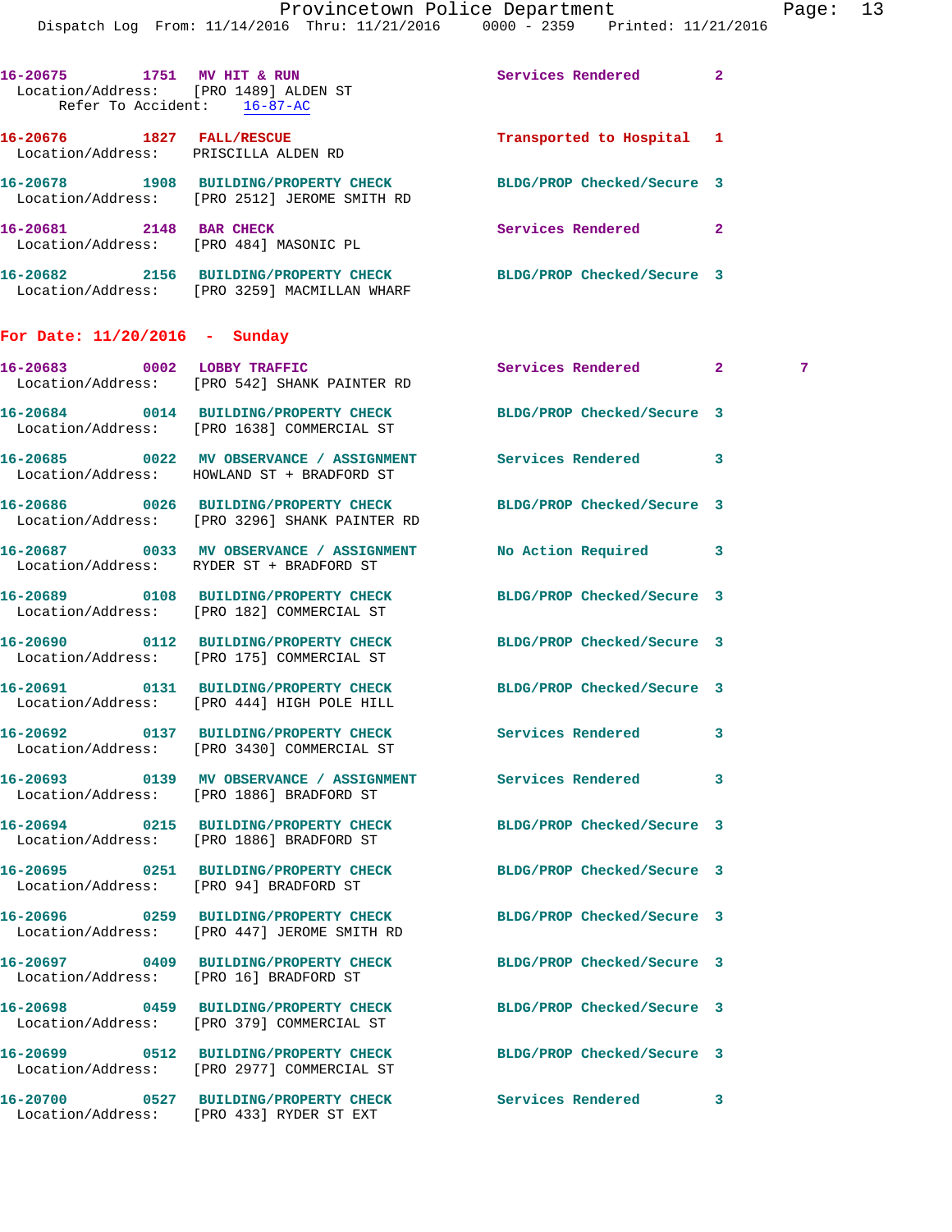16-20675 1751 **MV HIT & RUN** Services Rendered 2
Location/Address: [PRO 1489] ALDEN ST
Refer To Accident: 16-87-AC

16-20676 1827 **FALL/RESCUE** Transported to Hospital 1
Location/Address: PRISCILLA ALDEN RD

16-20678 1908 **BUILDING/PROPERTY CHECK** BLDG/PROP Checked/Secure 3
Location/Address: [PRO 2512] JEROME SMITH RD

16-20681 2148 **BAR CHECK** Services Rendered 2
Location/Address: [PRO 484] MASONIC PL

16-20682 2156 **BUILDING/PROPERTY CHECK** BLDG/PROP Checked/Secure 3
Location/Address: [PRO 3259] MACMILLAN WHARF

## For Date: 11/20/2016 - Sunday

16-20683 0002 **LOBBY TRAFFIC** Services Rendered 2 7
Location/Address: [PRO 542] SHANK PAINTER RD

16-20684 0014 **BUILDING/PROPERTY CHECK** BLDG/PROP Checked/Secure 3
Location/Address: [PRO 1638] COMMERCIAL ST

16-20685 0022 **MV OBSERVANCE / ASSIGNMENT** Services Rendered 3
Location/Address: HOWLAND ST + BRADFORD ST

16-20686 0026 **BUILDING/PROPERTY CHECK** BLDG/PROP Checked/Secure 3
Location/Address: [PRO 3296] SHANK PAINTER RD

16-20687 0033 **MV OBSERVANCE / ASSIGNMENT** No Action Required 3
Location/Address: RYDER ST + BRADFORD ST

16-20689 0108 **BUILDING/PROPERTY CHECK** BLDG/PROP Checked/Secure 3
Location/Address: [PRO 182] COMMERCIAL ST

16-20690 0112 **BUILDING/PROPERTY CHECK** BLDG/PROP Checked/Secure 3
Location/Address: [PRO 175] COMMERCIAL ST

16-20691 0131 **BUILDING/PROPERTY CHECK** BLDG/PROP Checked/Secure 3
Location/Address: [PRO 444] HIGH POLE HILL

16-20692 0137 **BUILDING/PROPERTY CHECK** Services Rendered 3
Location/Address: [PRO 3430] COMMERCIAL ST

16-20693 0139 **MV OBSERVANCE / ASSIGNMENT** Services Rendered 3
Location/Address: [PRO 1886] BRADFORD ST

16-20694 0215 **BUILDING/PROPERTY CHECK** BLDG/PROP Checked/Secure 3
Location/Address: [PRO 1886] BRADFORD ST

16-20695 0251 **BUILDING/PROPERTY CHECK** BLDG/PROP Checked/Secure 3
Location/Address: [PRO 94] BRADFORD ST

16-20696 0259 **BUILDING/PROPERTY CHECK** BLDG/PROP Checked/Secure 3
Location/Address: [PRO 447] JEROME SMITH RD

16-20697 0409 **BUILDING/PROPERTY CHECK** BLDG/PROP Checked/Secure 3
Location/Address: [PRO 16] BRADFORD ST

16-20698 0459 **BUILDING/PROPERTY CHECK** BLDG/PROP Checked/Secure 3
Location/Address: [PRO 379] COMMERCIAL ST

16-20699 0512 **BUILDING/PROPERTY CHECK** BLDG/PROP Checked/Secure 3
Location/Address: [PRO 2977] COMMERCIAL ST

16-20700 0527 **BUILDING/PROPERTY CHECK** Services Rendered 3
Location/Address: [PRO 433] RYDER ST EXT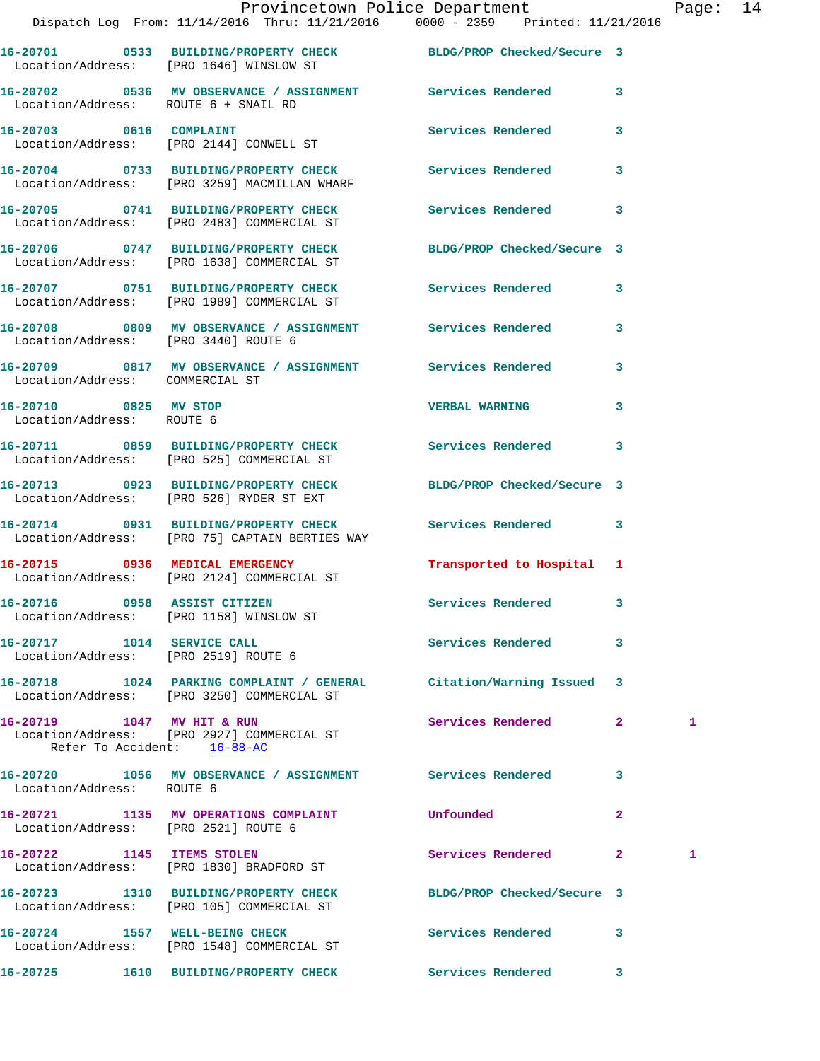16-20701 0533 BUILDING/PROPERTY CHECK BLDG/PROP Checked/Secure 3
Location/Address: [PRO 1646] WINSLOW ST

16-20702 0536 MV OBSERVANCE / ASSIGNMENT Services Rendered 3
Location/Address: ROUTE 6 + SNAIL RD

16-20703 0616 COMPLAINT Services Rendered 3
Location/Address: [PRO 2144] CONWELL ST

16-20704 0733 BUILDING/PROPERTY CHECK Services Rendered 3
Location/Address: [PRO 3259] MACMILLAN WHARF

16-20705 0741 BUILDING/PROPERTY CHECK Services Rendered 3
Location/Address: [PRO 2483] COMMERCIAL ST

16-20706 0747 BUILDING/PROPERTY CHECK BLDG/PROP Checked/Secure 3
Location/Address: [PRO 1638] COMMERCIAL ST

16-20707 0751 BUILDING/PROPERTY CHECK Services Rendered 3
Location/Address: [PRO 1989] COMMERCIAL ST

16-20708 0809 MV OBSERVANCE / ASSIGNMENT Services Rendered 3
Location/Address: [PRO 3440] ROUTE 6

16-20709 0817 MV OBSERVANCE / ASSIGNMENT Services Rendered 3
Location/Address: COMMERCIAL ST

16-20710 0825 MV STOP VERBAL WARNING 3
Location/Address: ROUTE 6

16-20711 0859 BUILDING/PROPERTY CHECK Services Rendered 3
Location/Address: [PRO 525] COMMERCIAL ST

16-20713 0923 BUILDING/PROPERTY CHECK BLDG/PROP Checked/Secure 3
Location/Address: [PRO 526] RYDER ST EXT

16-20714 0931 BUILDING/PROPERTY CHECK Services Rendered 3
Location/Address: [PRO 75] CAPTAIN BERTIES WAY

16-20715 0936 MEDICAL EMERGENCY Transported to Hospital 1
Location/Address: [PRO 2124] COMMERCIAL ST

16-20716 0958 ASSIST CITIZEN Services Rendered 3
Location/Address: [PRO 1158] WINSLOW ST

16-20717 1014 SERVICE CALL Services Rendered 3
Location/Address: [PRO 2519] ROUTE 6

16-20718 1024 PARKING COMPLAINT / GENERAL Citation/Warning Issued 3
Location/Address: [PRO 3250] COMMERCIAL ST

16-20719 1047 MV HIT & RUN Services Rendered 2 1
Location/Address: [PRO 2927] COMMERCIAL ST
Refer To Accident: 16-88-AC

16-20720 1056 MV OBSERVANCE / ASSIGNMENT Services Rendered 3
Location/Address: ROUTE 6

16-20721 1135 MV OPERATIONS COMPLAINT Unfounded 2
Location/Address: [PRO 2521] ROUTE 6

16-20722 1145 ITEMS STOLEN Services Rendered 2 1
Location/Address: [PRO 1830] BRADFORD ST

16-20723 1310 BUILDING/PROPERTY CHECK BLDG/PROP Checked/Secure 3
Location/Address: [PRO 105] COMMERCIAL ST

16-20724 1557 WELL-BEING CHECK Services Rendered 3
Location/Address: [PRO 1548] COMMERCIAL ST

16-20725 1610 BUILDING/PROPERTY CHECK Services Rendered 3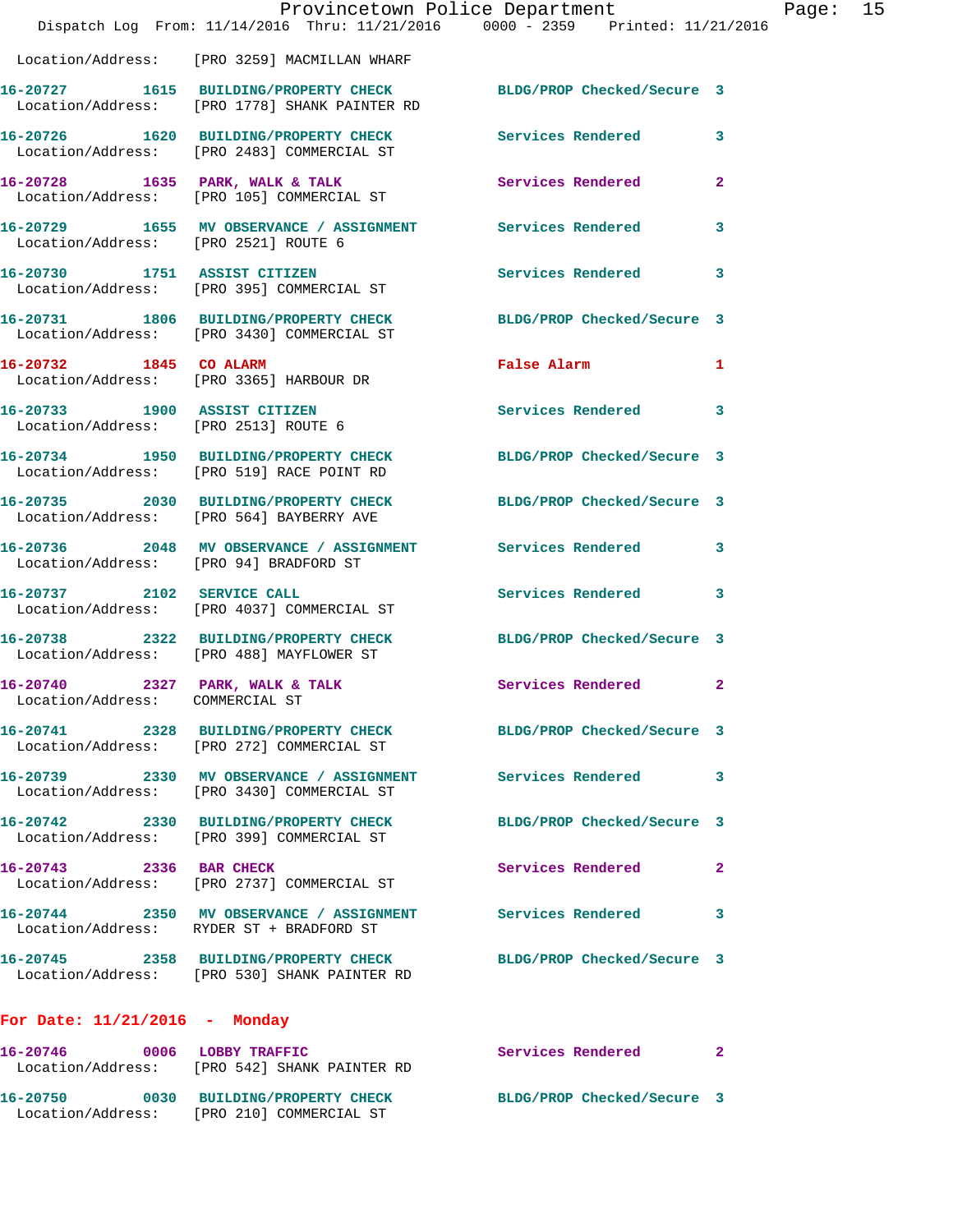Location/Address: [PRO 3259] MACMILLAN WHARF

16-20727 1615 BUILDING/PROPERTY CHECK BLDG/PROP Checked/Secure 3
Location/Address: [PRO 1778] SHANK PAINTER RD

16-20726 1620 BUILDING/PROPERTY CHECK Services Rendered 3
Location/Address: [PRO 2483] COMMERCIAL ST

16-20728 1635 PARK, WALK & TALK Services Rendered 2
Location/Address: [PRO 105] COMMERCIAL ST

16-20729 1655 MV OBSERVANCE / ASSIGNMENT Services Rendered 3
Location/Address: [PRO 2521] ROUTE 6

16-20730 1751 ASSIST CITIZEN Services Rendered 3
Location/Address: [PRO 395] COMMERCIAL ST

16-20731 1806 BUILDING/PROPERTY CHECK BLDG/PROP Checked/Secure 3
Location/Address: [PRO 3430] COMMERCIAL ST

16-20732 1845 CO ALARM False Alarm 1
Location/Address: [PRO 3365] HARBOUR DR

16-20733 1900 ASSIST CITIZEN Services Rendered 3
Location/Address: [PRO 2513] ROUTE 6

16-20734 1950 BUILDING/PROPERTY CHECK BLDG/PROP Checked/Secure 3
Location/Address: [PRO 519] RACE POINT RD

16-20735 2030 BUILDING/PROPERTY CHECK BLDG/PROP Checked/Secure 3
Location/Address: [PRO 564] BAYBERRY AVE

16-20736 2048 MV OBSERVANCE / ASSIGNMENT Services Rendered 3
Location/Address: [PRO 94] BRADFORD ST

16-20737 2102 SERVICE CALL Services Rendered 3
Location/Address: [PRO 4037] COMMERCIAL ST

16-20738 2322 BUILDING/PROPERTY CHECK BLDG/PROP Checked/Secure 3
Location/Address: [PRO 488] MAYFLOWER ST

16-20740 2327 PARK, WALK & TALK Services Rendered 2
Location/Address: COMMERCIAL ST

16-20741 2328 BUILDING/PROPERTY CHECK BLDG/PROP Checked/Secure 3
Location/Address: [PRO 272] COMMERCIAL ST

16-20739 2330 MV OBSERVANCE / ASSIGNMENT Services Rendered 3
Location/Address: [PRO 3430] COMMERCIAL ST

16-20742 2330 BUILDING/PROPERTY CHECK BLDG/PROP Checked/Secure 3
Location/Address: [PRO 399] COMMERCIAL ST

16-20743 2336 BAR CHECK Services Rendered 2
Location/Address: [PRO 2737] COMMERCIAL ST

16-20744 2350 MV OBSERVANCE / ASSIGNMENT Services Rendered 3
Location/Address: RYDER ST + BRADFORD ST

16-20745 2358 BUILDING/PROPERTY CHECK BLDG/PROP Checked/Secure 3
Location/Address: [PRO 530] SHANK PAINTER RD

## For Date: 11/21/2016 - Monday

16-20746 0006 LOBBY TRAFFIC Services Rendered 2
Location/Address: [PRO 542] SHANK PAINTER RD

16-20750 0030 BUILDING/PROPERTY CHECK BLDG/PROP Checked/Secure 3
Location/Address: [PRO 210] COMMERCIAL ST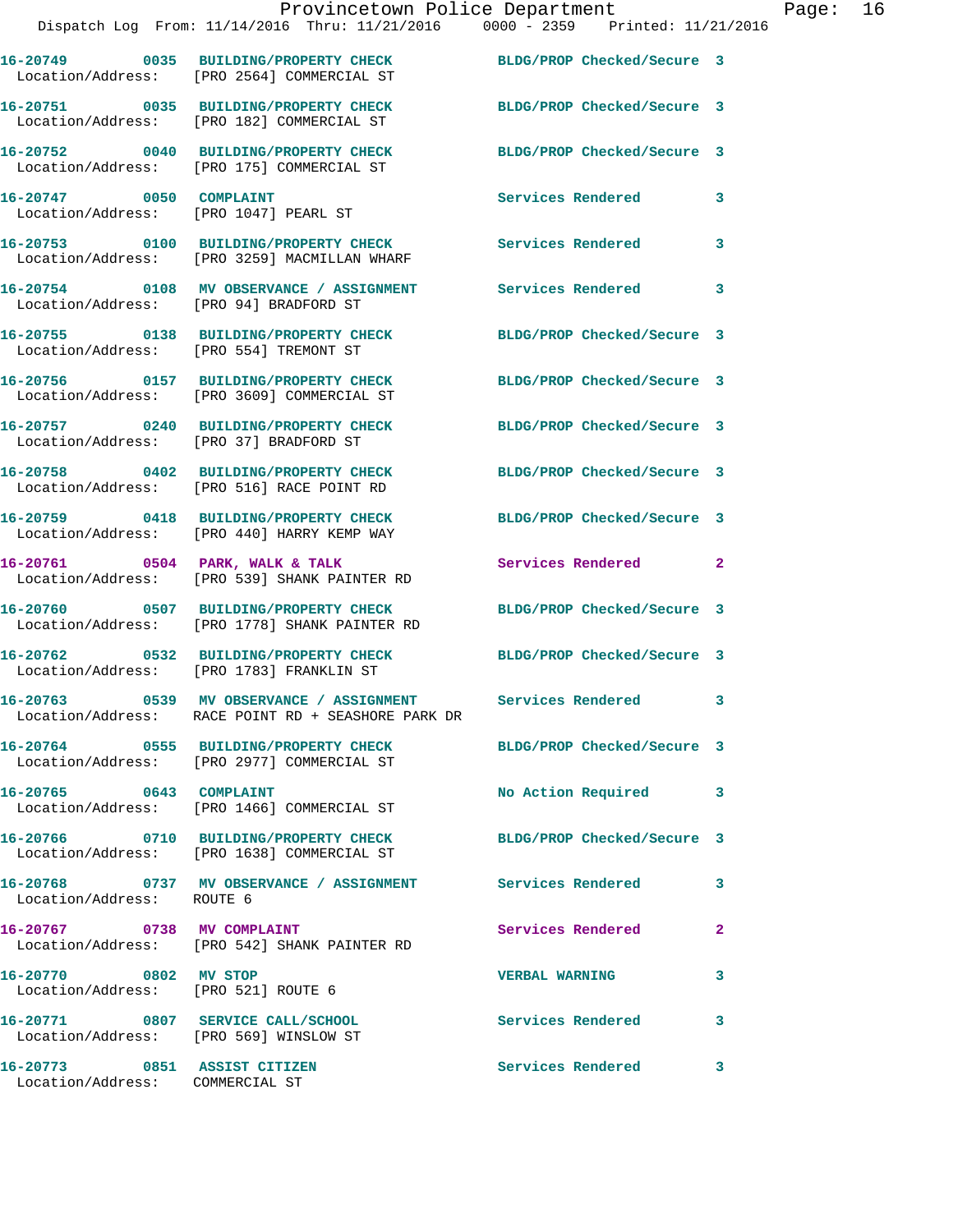16-20749 0035 BUILDING/PROPERTY CHECK BLDG/PROP Checked/Secure 3
Location/Address: [PRO 2564] COMMERCIAL ST

16-20751 0035 BUILDING/PROPERTY CHECK BLDG/PROP Checked/Secure 3
Location/Address: [PRO 182] COMMERCIAL ST

16-20752 0040 BUILDING/PROPERTY CHECK BLDG/PROP Checked/Secure 3
Location/Address: [PRO 175] COMMERCIAL ST

16-20747 0050 COMPLAINT Services Rendered 3
Location/Address: [PRO 1047] PEARL ST

16-20753 0100 BUILDING/PROPERTY CHECK Services Rendered 3
Location/Address: [PRO 3259] MACMILLAN WHARF

16-20754 0108 MV OBSERVANCE / ASSIGNMENT Services Rendered 3
Location/Address: [PRO 94] BRADFORD ST

16-20755 0138 BUILDING/PROPERTY CHECK BLDG/PROP Checked/Secure 3
Location/Address: [PRO 554] TREMONT ST

16-20756 0157 BUILDING/PROPERTY CHECK BLDG/PROP Checked/Secure 3
Location/Address: [PRO 3609] COMMERCIAL ST

16-20757 0240 BUILDING/PROPERTY CHECK BLDG/PROP Checked/Secure 3
Location/Address: [PRO 37] BRADFORD ST

16-20758 0402 BUILDING/PROPERTY CHECK BLDG/PROP Checked/Secure 3
Location/Address: [PRO 516] RACE POINT RD

16-20759 0418 BUILDING/PROPERTY CHECK BLDG/PROP Checked/Secure 3
Location/Address: [PRO 440] HARRY KEMP WAY

16-20761 0504 PARK, WALK & TALK Services Rendered 2
Location/Address: [PRO 539] SHANK PAINTER RD

16-20760 0507 BUILDING/PROPERTY CHECK BLDG/PROP Checked/Secure 3
Location/Address: [PRO 1778] SHANK PAINTER RD

16-20762 0532 BUILDING/PROPERTY CHECK BLDG/PROP Checked/Secure 3
Location/Address: [PRO 1783] FRANKLIN ST

16-20763 0539 MV OBSERVANCE / ASSIGNMENT Services Rendered 3
Location/Address: RACE POINT RD + SEASHORE PARK DR

16-20764 0555 BUILDING/PROPERTY CHECK BLDG/PROP Checked/Secure 3
Location/Address: [PRO 2977] COMMERCIAL ST

16-20765 0643 COMPLAINT No Action Required 3
Location/Address: [PRO 1466] COMMERCIAL ST

16-20766 0710 BUILDING/PROPERTY CHECK BLDG/PROP Checked/Secure 3
Location/Address: [PRO 1638] COMMERCIAL ST

16-20768 0737 MV OBSERVANCE / ASSIGNMENT Services Rendered 3
Location/Address: ROUTE 6

16-20767 0738 MV COMPLAINT Services Rendered 2
Location/Address: [PRO 542] SHANK PAINTER RD

16-20770 0802 MV STOP VERBAL WARNING 3
Location/Address: [PRO 521] ROUTE 6

16-20771 0807 SERVICE CALL/SCHOOL Services Rendered 3
Location/Address: [PRO 569] WINSLOW ST

16-20773 0851 ASSIST CITIZEN Services Rendered 3
Location/Address: COMMERCIAL ST